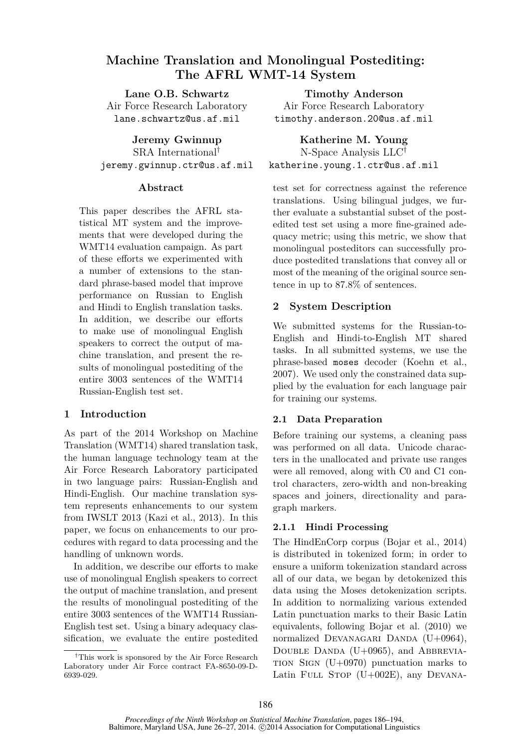# Machine Translation and Monolingual Postediting: The AFRL WMT-14 System

**Lane O.B. Schwartz**
Air Force Research Laboratory
lane.schwartz@us.af.mil

**Timothy Anderson**
Air Force Research Laboratory
timothy.anderson.20@us.af.mil

**Jeremy Gwinnup**
SRA International[†]
jeremy.gwinnup.ctr@us.af.mil

**Katherine M. Young**
N-Space Analysis LLC[†]
katherine.young.1.ctr@us.af.mil

## Abstract

This paper describes the AFRL statistical MT system and the improvements that were developed during the WMT14 evaluation campaign. As part of these efforts we experimented with a number of extensions to the standard phrase-based model that improve performance on Russian to English and Hindi to English translation tasks. In addition, we describe our efforts to make use of monolingual English speakers to correct the output of machine translation, and present the results of monolingual postediting of the entire 3003 sentences of the WMT14 Russian-English test set.

## 1 Introduction

As part of the 2014 Workshop on Machine Translation (WMT14) shared translation task, the human language technology team at the Air Force Research Laboratory participated in two language pairs: Russian-English and Hindi-English. Our machine translation system represents enhancements to our system from IWSLT 2013 (Kazi et al., 2013). In this paper, we focus on enhancements to our procedures with regard to data processing and the handling of unknown words.

In addition, we describe our efforts to make use of monolingual English speakers to correct the output of machine translation, and present the results of monolingual postediting of the entire 3003 sentences of the WMT14 Russian-English test set. Using a binary adequacy classification, we evaluate the entire postedited test set for correctness against the reference translations. Using bilingual judges, we further evaluate a substantial subset of the postedited test set using a more fine-grained adequacy metric; using this metric, we show that monolingual posteditors can successfully produce postedited translations that convey all or most of the meaning of the original source sentence in up to 87.8% of sentences.

## 2 System Description

We submitted systems for the Russian-to-English and Hindi-to-English MT shared tasks. In all submitted systems, we use the phrase-based `moses` decoder (Koehn et al., 2007). We used only the constrained data supplied by the evaluation for each language pair for training our systems.

### 2.1 Data Preparation

Before training our systems, a cleaning pass was performed on all data. Unicode characters in the unallocated and private use ranges were all removed, along with C0 and C1 control characters, zero-width and non-breaking spaces and joiners, directionality and paragraph markers.

#### 2.1.1 Hindi Processing

The HindEnCorp corpus (Bojar et al., 2014) is distributed in tokenized form; in order to ensure a uniform tokenization standard across all of our data, we began by detokenized this data using the Moses detokenization scripts.

In addition to normalizing various extended Latin punctuation marks to their Basic Latin equivalents, following Bojar et al. (2010) we normalized Devanagari Danda (U+0964), Double Danda (U+0965), and Abbreviation Sign (U+0970) punctuation marks to Latin Full Stop (U+002E), any Devana-

[†]This work is sponsored by the Air Force Research Laboratory under Air Force contract FA-8650-09-D-6939-029.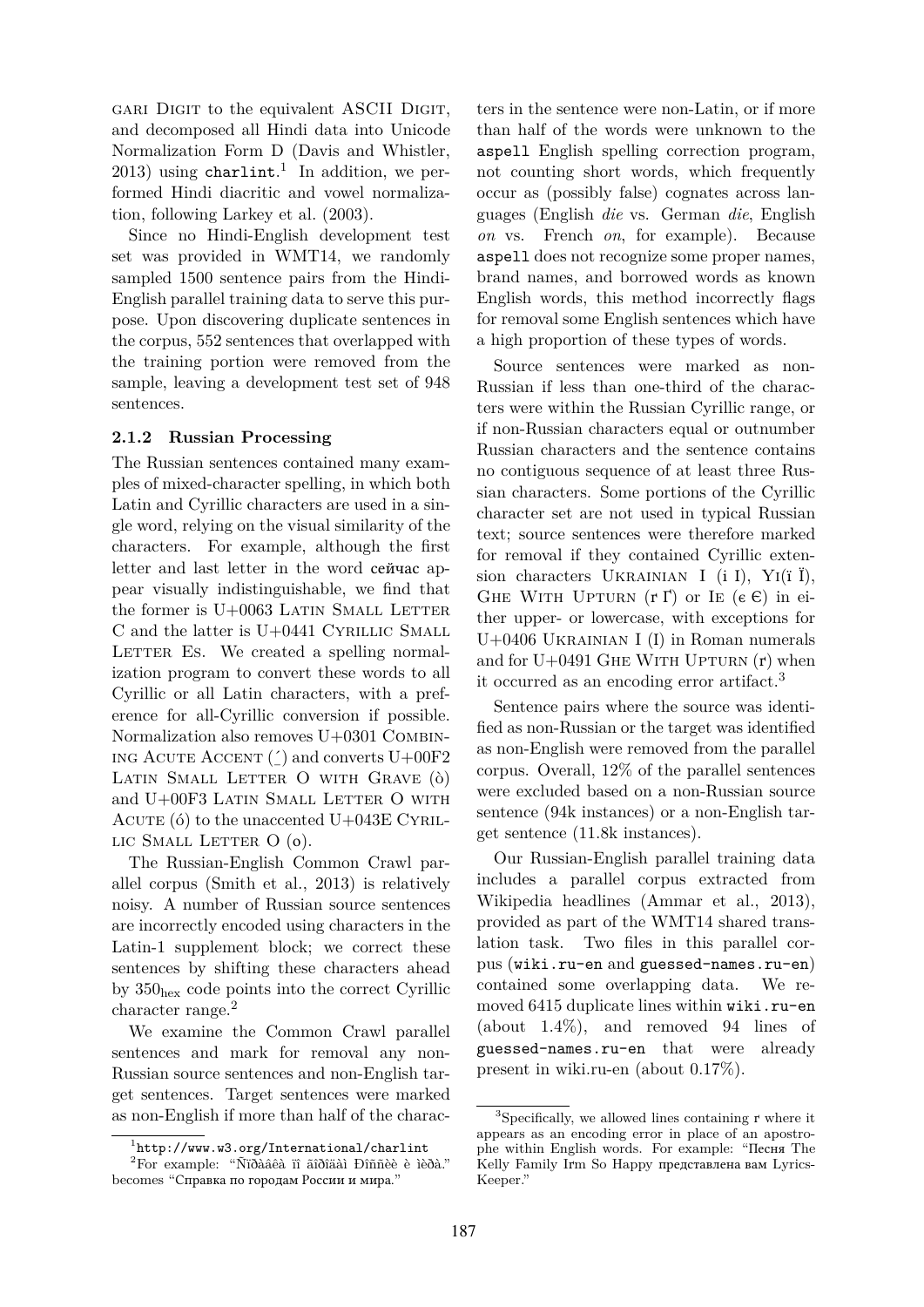gari Digit to the equivalent ASCII Digit, and decomposed all Hindi data into Unicode Normalization Form D (Davis and Whistler, 2013) using `charlint`.[1] In addition, we performed Hindi diacritic and vowel normalization, following Larkey et al. (2003).

Since no Hindi-English development test set was provided in WMT14, we randomly sampled 1500 sentence pairs from the Hindi-English parallel training data to serve this purpose. Upon discovering duplicate sentences in the corpus, 552 sentences that overlapped with the training portion were removed from the sample, leaving a development test set of 948 sentences.

### 2.1.2 Russian Processing

The Russian sentences contained many examples of mixed-character spelling, in which both Latin and Cyrillic characters are used in a single word, relying on the visual similarity of the characters. For example, although the first letter and last letter in the word cейчас appear visually indistinguishable, we find that the former is U+0063 Latin Small Letter C and the latter is U+0441 Cyrillic Small Letter Es. We created a spelling normalization program to convert these words to all Cyrillic or all Latin characters, with a preference for all-Cyrillic conversion if possible. Normalization also removes U+0301 Combining Acute Accent (◌́) and converts U+00F2 Latin Small Letter O with Grave (ò) and U+00F3 Latin Small Letter O with Acute (ó) to the unaccented U+043E Cyrillic Small Letter O (о).

The Russian-English Common Crawl parallel corpus (Smith et al., 2013) is relatively noisy. A number of Russian source sentences are incorrectly encoded using characters in the Latin-1 supplement block; we correct these sentences by shifting these characters ahead by $350_{\text{hex}}$ code points into the correct Cyrillic character range.[2]

We examine the Common Crawl parallel sentences and mark for removal any non-Russian source sentences and non-English target sentences. Target sentences were marked as non-English if more than half of the characters in the sentence were non-Latin, or if more than half of the words were unknown to the `aspell` English spelling correction program, not counting short words, which frequently occur as (possibly false) cognates across languages (English *die* vs. German *die*, English *on* vs. French *on*, for example). Because `aspell` does not recognize some proper names, brand names, and borrowed words as known English words, this method incorrectly flags for removal some English sentences which have a high proportion of these types of words.

Source sentences were marked as non-Russian if less than one-third of the characters were within the Russian Cyrillic range, or if non-Russian characters equal or outnumber Russian characters and the sentence contains no contiguous sequence of at least three Russian characters. Some portions of the Cyrillic character set are not used in typical Russian text; source sentences were therefore marked for removal if they contained Cyrillic extension characters Ukrainian I (і І), Yi(ї Ї), Ghe With Upturn (ґ Ґ) or Ie (є Є) in either upper- or lowercase, with exceptions for U+0406 Ukrainian I (І) in Roman numerals and for U+0491 Ghe With Upturn (ґ) when it occurred as an encoding error artifact.[3]

Sentence pairs where the source was identified as non-Russian or the target was identified as non-English were removed from the parallel corpus. Overall, 12% of the parallel sentences were excluded based on a non-Russian source sentence (94k instances) or a non-English target sentence (11.8k instances).

Our Russian-English parallel training data includes a parallel corpus extracted from Wikipedia headlines (Ammar et al., 2013), provided as part of the WMT14 shared translation task. Two files in this parallel corpus (`wiki.ru-en` and `guessed-names.ru-en`) contained some overlapping data. We removed 6415 duplicate lines within `wiki.ru-en` (about 1.4%), and removed 94 lines of `guessed-names.ru-en` that were already present in wiki.ru-en (about 0.17%).

---

[1] `http://www.w3.org/International/charlint`

[2] For example: "Ñïðàâêà ïî ãîðîäàì Ðîññèè è ìèðà." becomes "Справка по городам России и мира."

[3] Specifically, we allowed lines containing ґ where it appears as an encoding error in place of an apostrophe within English words. For example: "Песня The Kelly Family Iґm So Happy представлена вам Lyrics-Keeper."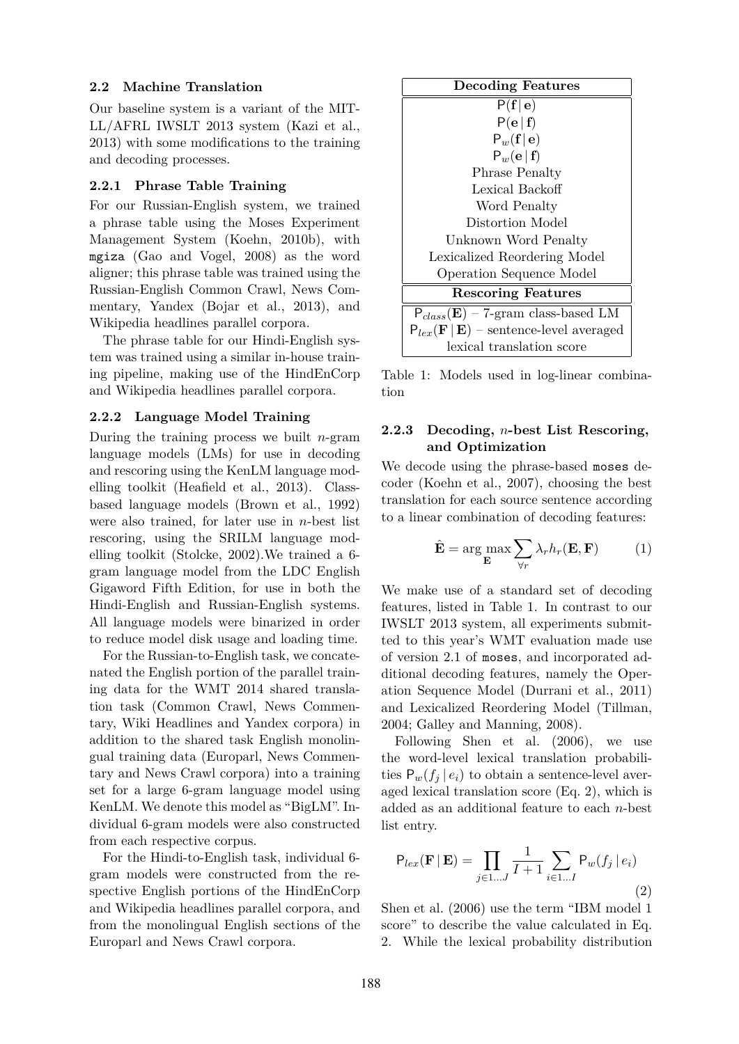### 2.2 Machine Translation

Our baseline system is a variant of the MIT-LL/AFRL IWSLT 2013 system (Kazi et al., 2013) with some modifications to the training and decoding processes.

#### 2.2.1 Phrase Table Training

For our Russian-English system, we trained a phrase table using the Moses Experiment Management System (Koehn, 2010b), with `mgiza` (Gao and Vogel, 2008) as the word aligner; this phrase table was trained using the Russian-English Common Crawl, News Commentary, Yandex (Bojar et al., 2013), and Wikipedia headlines parallel corpora.

The phrase table for our Hindi-English system was trained using a similar in-house training pipeline, making use of the HindEnCorp and Wikipedia headlines parallel corpora.

#### 2.2.2 Language Model Training

During the training process we built *n*-gram language models (LMs) for use in decoding and rescoring using the KenLM language modelling toolkit (Heafield et al., 2013). Class-based language models (Brown et al., 1992) were also trained, for later use in *n*-best list rescoring, using the SRILM language modelling toolkit (Stolcke, 2002).We trained a 6-gram language model from the LDC English Gigaword Fifth Edition, for use in both the Hindi-English and Russian-English systems. All language models were binarized in order to reduce model disk usage and loading time.

For the Russian-to-English task, we concatenated the English portion of the parallel training data for the WMT 2014 shared translation task (Common Crawl, News Commentary, Wiki Headlines and Yandex corpora) in addition to the shared task English monolingual training data (Europarl, News Commentary and News Crawl corpora) into a training set for a large 6-gram language model using KenLM. We denote this model as "BigLM". Individual 6-gram models were also constructed from each respective corpus.

For the Hindi-to-English task, individual 6-gram models were constructed from the respective English portions of the HindEnCorp and Wikipedia headlines parallel corpora, and from the monolingual English sections of the Europarl and News Crawl corpora.

| Decoding Features |
|---|
| $\mathsf{P}(\mathbf{f}\,\vert\,\mathbf{e})$ |
| $\mathsf{P}(\mathbf{e}\,\vert\,\mathbf{f})$ |
| $\mathsf{P}_w(\mathbf{f}\,\vert\,\mathbf{e})$ |
| $\mathsf{P}_w(\mathbf{e}\,\vert\,\mathbf{f})$ |
| Phrase Penalty |
| Lexical Backoff |
| Word Penalty |
| Distortion Model |
| Unknown Word Penalty |
| Lexicalized Reordering Model |
| Operation Sequence Model |
| **Rescoring Features** |
| $\mathsf{P}_{class}(\mathbf{E})$ – 7-gram class-based LM |
| $\mathsf{P}_{lex}(\mathbf{F}\,\vert\,\mathbf{E})$ – sentence-level averaged lexical translation score |

Table 1: Models used in log-linear combination

#### 2.2.3 Decoding, *n*-best List Rescoring, and Optimization

We decode using the phrase-based `moses` decoder (Koehn et al., 2007), choosing the best translation for each source sentence according to a linear combination of decoding features:

$$\hat{\mathbf{E}} = \arg\max_{\mathbf{E}} \sum_{\forall r} \lambda_r h_r(\mathbf{E}, \mathbf{F}) \tag{1}$$

We make use of a standard set of decoding features, listed in Table 1. In contrast to our IWSLT 2013 system, all experiments submitted to this year's WMT evaluation made use of version 2.1 of `moses`, and incorporated additional decoding features, namely the Operation Sequence Model (Durrani et al., 2011) and Lexicalized Reordering Model (Tillman, 2004; Galley and Manning, 2008).

Following Shen et al. (2006), we use the word-level lexical translation probabilities $\mathsf{P}_w(f_j \,\vert\, e_i)$ to obtain a sentence-level averaged lexical translation score (Eq. 2), which is added as an additional feature to each *n*-best list entry.

$$\mathsf{P}_{lex}(\mathbf{F}\,\vert\,\mathbf{E}) = \prod_{j \in 1 \ldots J} \frac{1}{I+1} \sum_{i \in 1 \ldots I} \mathsf{P}_w(f_j \,\vert\, e_i) \tag{2}$$

Shen et al. (2006) use the term "IBM model 1 score" to describe the value calculated in Eq. 2. While the lexical probability distribution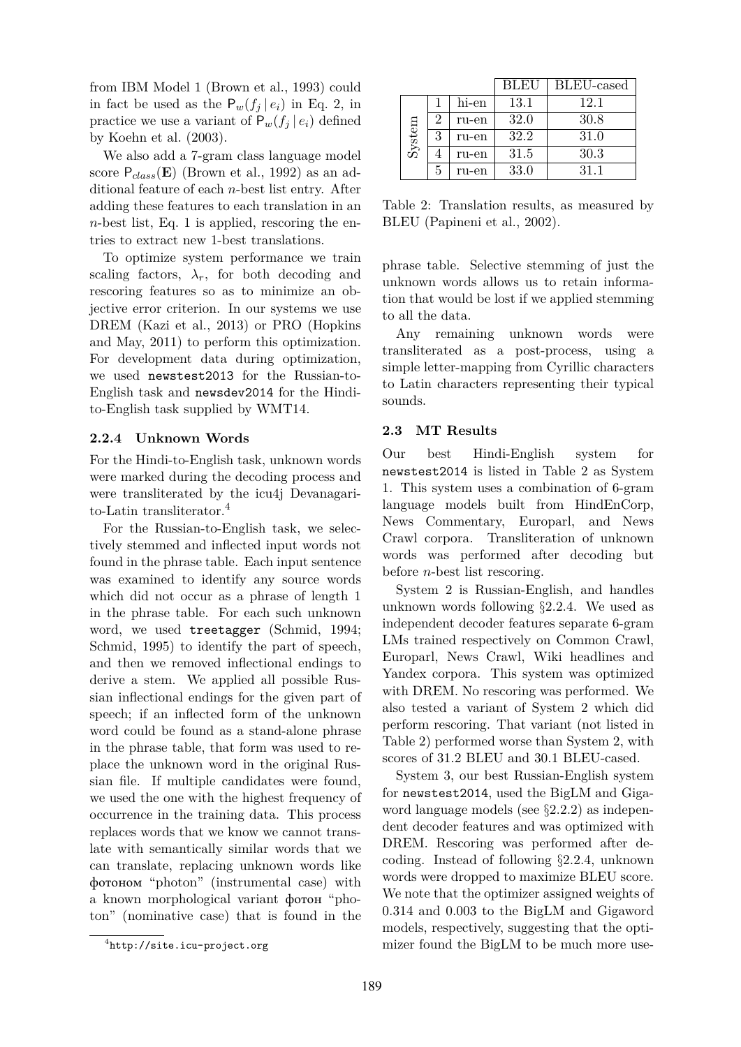from IBM Model 1 (Brown et al., 1993) could in fact be used as the $\mathsf{P}_w(f_j \mid e_i)$ in Eq. 2, in practice we use a variant of $\mathsf{P}_w(f_j \mid e_i)$ defined by Koehn et al. (2003).

We also add a 7-gram class language model score $\mathsf{P}_{class}(\mathbf{E})$ (Brown et al., 1992) as an additional feature of each $n$-best list entry. After adding these features to each translation in an $n$-best list, Eq. 1 is applied, rescoring the entries to extract new 1-best translations.

To optimize system performance we train scaling factors, $\lambda_r$, for both decoding and rescoring features so as to minimize an objective error criterion. In our systems we use DREM (Kazi et al., 2013) or PRO (Hopkins and May, 2011) to perform this optimization. For development data during optimization, we used `newstest2013` for the Russian-to-English task and `newsdev2014` for the Hindi-to-English task supplied by WMT14.

#### 2.2.4 Unknown Words

For the Hindi-to-English task, unknown words were marked during the decoding process and were transliterated by the icu4j Devanagari-to-Latin transliterator.[4]

For the Russian-to-English task, we selectively stemmed and inflected input words not found in the phrase table. Each input sentence was examined to identify any source words which did not occur as a phrase of length 1 in the phrase table. For each such unknown word, we used `treetagger` (Schmid, 1994; Schmid, 1995) to identify the part of speech, and then we removed inflectional endings to derive a stem. We applied all possible Russian inflectional endings for the given part of speech; if an inflected form of the unknown word could be found as a stand-alone phrase in the phrase table, that form was used to replace the unknown word in the original Russian file. If multiple candidates were found, we used the one with the highest frequency of occurrence in the training data. This process replaces words that we know we cannot translate with semantically similar words that we can translate, replacing unknown words like фотоном "photon" (instrumental case) with a known morphological variant фотон "photon" (nominative case) that is found in the phrase table. Selective stemming of just the unknown words allows us to retain information that would be lost if we applied stemming to all the data.

Any remaining unknown words were transliterated as a post-process, using a simple letter-mapping from Cyrillic characters to Latin characters representing their typical sounds.

[4] http://site.icu-project.org

| | | | BLEU | BLEU-cased |
|---|---|---|---|---|
| System | 1 | hi-en | 13.1 | 12.1 |
| | 2 | ru-en | 32.0 | 30.8 |
| | 3 | ru-en | 32.2 | 31.0 |
| | 4 | ru-en | 31.5 | 30.3 |
| | 5 | ru-en | 33.0 | 31.1 |

Table 2: Translation results, as measured by BLEU (Papineni et al., 2002).

### 2.3 MT Results

Our best Hindi-English system for `newstest2014` is listed in Table 2 as System 1. This system uses a combination of 6-gram language models built from HindEnCorp, News Commentary, Europarl, and News Crawl corpora. Transliteration of unknown words was performed after decoding but before $n$-best list rescoring.

System 2 is Russian-English, and handles unknown words following §2.2.4. We used as independent decoder features separate 6-gram LMs trained respectively on Common Crawl, Europarl, News Crawl, Wiki headlines and Yandex corpora. This system was optimized with DREM. No rescoring was performed. We also tested a variant of System 2 which did perform rescoring. That variant (not listed in Table 2) performed worse than System 2, with scores of 31.2 BLEU and 30.1 BLEU-cased.

System 3, our best Russian-English system for `newstest2014`, used the BigLM and Gigaword language models (see §2.2.2) as independent decoder features and was optimized with DREM. Rescoring was performed after decoding. Instead of following §2.2.4, unknown words were dropped to maximize BLEU score. We note that the optimizer assigned weights of 0.314 and 0.003 to the BigLM and Gigaword models, respectively, suggesting that the optimizer found the BigLM to be much more use-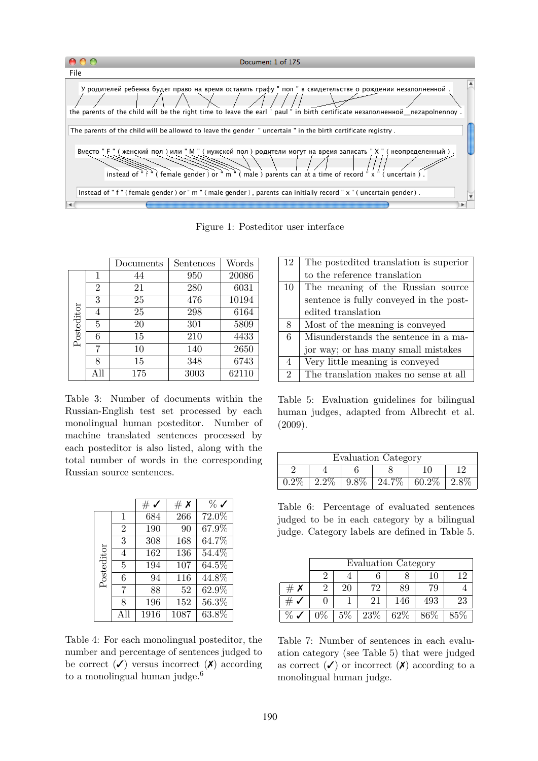Figure 1: Posteditor user interface

| | | Documents | Sentences | Words |
|---|---|---|---|---|
| Posteditor | 1 | 44 | 950 | 20086 |
| | 2 | 21 | 280 | 6031 |
| | 3 | 25 | 476 | 10194 |
| | 4 | 25 | 298 | 6164 |
| | 5 | 20 | 301 | 5809 |
| | 6 | 15 | 210 | 4433 |
| | 7 | 10 | 140 | 2650 |
| | 8 | 15 | 348 | 6743 |
| | All | 175 | 3003 | 62110 |

Table 3: Number of documents within the Russian-English test set processed by each monolingual human posteditor. Number of machine translated sentences processed by each posteditor is also listed, along with the total number of words in the corresponding Russian source sentences.

| | | # ✓ | # ✗ | % ✓ |
|---|---|---|---|---|
| Posteditor | 1 | 684 | 266 | 72.0% |
| | 2 | 190 | 90 | 67.9% |
| | 3 | 308 | 168 | 64.7% |
| | 4 | 162 | 136 | 54.4% |
| | 5 | 194 | 107 | 64.5% |
| | 6 | 94 | 116 | 44.8% |
| | 7 | 88 | 52 | 62.9% |
| | 8 | 196 | 152 | 56.3% |
| | All | 1916 | 1087 | 63.8% |

Table 4: For each monolingual posteditor, the number and percentage of sentences judged to be correct (✓) versus incorrect (✗) according to a monolingual human judge.[6]

| | |
|---|---|
| 12 | The postedited translation is superior to the reference translation |
| 10 | The meaning of the Russian source sentence is fully conveyed in the postedited translation |
| 8 | Most of the meaning is conveyed |
| 6 | Misunderstands the sentence in a major way; or has many small mistakes |
| 4 | Very little meaning is conveyed |
| 2 | The translation makes no sense at all |

Table 5: Evaluation guidelines for bilingual human judges, adapted from Albrecht et al. (2009).

| Evaluation Category | | | | | |
|---|---|---|---|---|---|
| 2 | 4 | 6 | 8 | 10 | 12 |
| 0.2% | 2.2% | 9.8% | 24.7% | 60.2% | 2.8% |

Table 6: Percentage of evaluated sentences judged to be in each category by a bilingual judge. Category labels are defined in Table 5.

| | Evaluation Category | | | | | |
|---|---|---|---|---|---|---|
| | 2 | 4 | 6 | 8 | 10 | 12 |
| # ✗ | 2 | 20 | 72 | 89 | 79 | 4 |
| # ✓ | 0 | 1 | 21 | 146 | 493 | 23 |
| % ✓ | 0% | 5% | 23% | 62% | 86% | 85% |

Table 7: Number of sentences in each evaluation category (see Table 5) that were judged as correct (✓) or incorrect (✗) according to a monolingual human judge.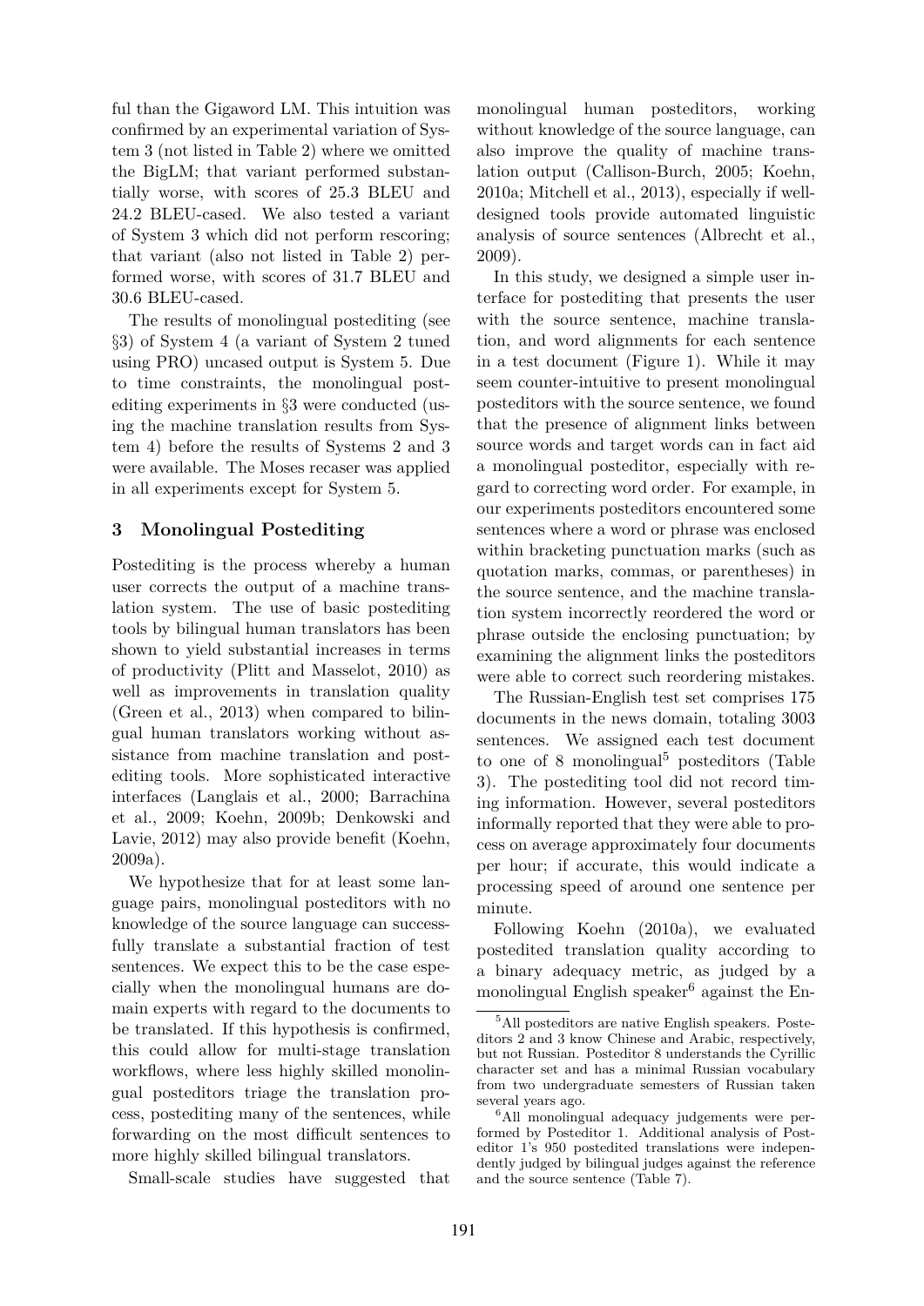ful than the Gigaword LM. This intuition was confirmed by an experimental variation of System 3 (not listed in Table 2) where we omitted the BigLM; that variant performed substantially worse, with scores of 25.3 BLEU and 24.2 BLEU-cased. We also tested a variant of System 3 which did not perform rescoring; that variant (also not listed in Table 2) performed worse, with scores of 31.7 BLEU and 30.6 BLEU-cased.

The results of monolingual postediting (see §3) of System 4 (a variant of System 2 tuned using PRO) uncased output is System 5. Due to time constraints, the monolingual postediting experiments in §3 were conducted (using the machine translation results from System 4) before the results of Systems 2 and 3 were available. The Moses recaser was applied in all experiments except for System 5.

## 3 Monolingual Postediting

Postediting is the process whereby a human user corrects the output of a machine translation system. The use of basic postediting tools by bilingual human translators has been shown to yield substantial increases in terms of productivity (Plitt and Masselot, 2010) as well as improvements in translation quality (Green et al., 2013) when compared to bilingual human translators working without assistance from machine translation and postediting tools. More sophisticated interactive interfaces (Langlais et al., 2000; Barrachina et al., 2009; Koehn, 2009b; Denkowski and Lavie, 2012) may also provide benefit (Koehn, 2009a).

We hypothesize that for at least some language pairs, monolingual posteditors with no knowledge of the source language can successfully translate a substantial fraction of test sentences. We expect this to be the case especially when the monolingual humans are domain experts with regard to the documents to be translated. If this hypothesis is confirmed, this could allow for multi-stage translation workflows, where less highly skilled monolingual posteditors triage the translation process, postediting many of the sentences, while forwarding on the most difficult sentences to more highly skilled bilingual translators.

Small-scale studies have suggested that monolingual human posteditors, working without knowledge of the source language, can also improve the quality of machine translation output (Callison-Burch, 2005; Koehn, 2010a; Mitchell et al., 2013), especially if well-designed tools provide automated linguistic analysis of source sentences (Albrecht et al., 2009).

In this study, we designed a simple user interface for postediting that presents the user with the source sentence, machine translation, and word alignments for each sentence in a test document (Figure 1). While it may seem counter-intuitive to present monolingual posteditors with the source sentence, we found that the presence of alignment links between source words and target words can in fact aid a monolingual posteditor, especially with regard to correcting word order. For example, in our experiments posteditors encountered some sentences where a word or phrase was enclosed within bracketing punctuation marks (such as quotation marks, commas, or parentheses) in the source sentence, and the machine translation system incorrectly reordered the word or phrase outside the enclosing punctuation; by examining the alignment links the posteditors were able to correct such reordering mistakes.

The Russian-English test set comprises 175 documents in the news domain, totaling 3003 sentences. We assigned each test document to one of 8 monolingual[5] posteditors (Table 3). The postediting tool did not record timing information. However, several posteditors informally reported that they were able to process on average approximately four documents per hour; if accurate, this would indicate a processing speed of around one sentence per minute.

Following Koehn (2010a), we evaluated postedited translation quality according to a binary adequacy metric, as judged by a monolingual English speaker[6] against the En-

[5] All posteditors are native English speakers. Posteditors 2 and 3 know Chinese and Arabic, respectively, but not Russian. Posteditor 8 understands the Cyrillic character set and has a minimal Russian vocabulary from two undergraduate semesters of Russian taken several years ago.

[6] All monolingual adequacy judgements were performed by Posteditor 1. Additional analysis of Posteditor 1's 950 postedited translations were independently judged by bilingual judges against the reference and the source sentence (Table 7).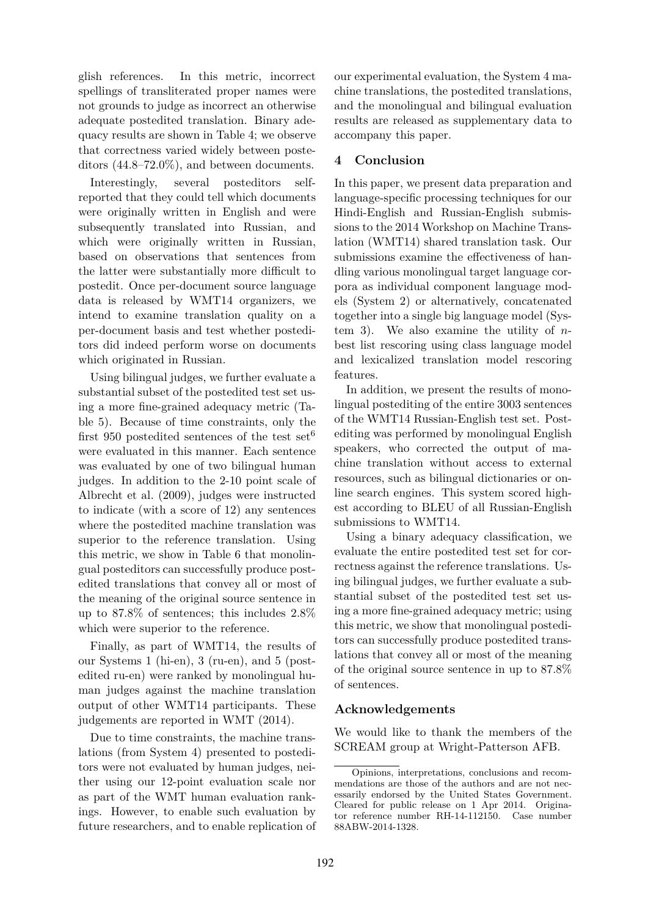glish references. In this metric, incorrect spellings of transliterated proper names were not grounds to judge as incorrect an otherwise adequate postedited translation. Binary adequacy results are shown in Table 4; we observe that correctness varied widely between posteditors (44.8–72.0%), and between documents.

Interestingly, several posteditors self-reported that they could tell which documents were originally written in English and were subsequently translated into Russian, and which were originally written in Russian, based on observations that sentences from the latter were substantially more difficult to postedit. Once per-document source language data is released by WMT14 organizers, we intend to examine translation quality on a per-document basis and test whether posteditors did indeed perform worse on documents which originated in Russian.

Using bilingual judges, we further evaluate a substantial subset of the postedited test set using a more fine-grained adequacy metric (Table 5). Because of time constraints, only the first 950 postedited sentences of the test set[6] were evaluated in this manner. Each sentence was evaluated by one of two bilingual human judges. In addition to the 2-10 point scale of Albrecht et al. (2009), judges were instructed to indicate (with a score of 12) any sentences where the postedited machine translation was superior to the reference translation. Using this metric, we show in Table 6 that monolingual posteditors can successfully produce postedited translations that convey all or most of the meaning of the original source sentence in up to 87.8% of sentences; this includes 2.8% which were superior to the reference.

Finally, as part of WMT14, the results of our Systems 1 (hi-en), 3 (ru-en), and 5 (postedited ru-en) were ranked by monolingual human judges against the machine translation output of other WMT14 participants. These judgements are reported in WMT (2014).

Due to time constraints, the machine translations (from System 4) presented to posteditors were not evaluated by human judges, neither using our 12-point evaluation scale nor as part of the WMT human evaluation rankings. However, to enable such evaluation by future researchers, and to enable replication of our experimental evaluation, the System 4 machine translations, the postedited translations, and the monolingual and bilingual evaluation results are released as supplementary data to accompany this paper.

## 4 Conclusion

In this paper, we present data preparation and language-specific processing techniques for our Hindi-English and Russian-English submissions to the 2014 Workshop on Machine Translation (WMT14) shared translation task. Our submissions examine the effectiveness of handling various monolingual target language corpora as individual component language models (System 2) or alternatively, concatenated together into a single big language model (System 3). We also examine the utility of $n$-best list rescoring using class language model and lexicalized translation model rescoring features.

In addition, we present the results of monolingual postediting of the entire 3003 sentences of the WMT14 Russian-English test set. Postediting was performed by monolingual English speakers, who corrected the output of machine translation without access to external resources, such as bilingual dictionaries or online search engines. This system scored highest according to BLEU of all Russian-English submissions to WMT14.

Using a binary adequacy classification, we evaluate the entire postedited test set for correctness against the reference translations. Using bilingual judges, we further evaluate a substantial subset of the postedited test set using a more fine-grained adequacy metric; using this metric, we show that monolingual posteditors can successfully produce postedited translations that convey all or most of the meaning of the original source sentence in up to 87.8% of sentences.

### Acknowledgements

We would like to thank the members of the SCREAM group at Wright-Patterson AFB.

Opinions, interpretations, conclusions and recommendations are those of the authors and are not necessarily endorsed by the United States Government. Cleared for public release on 1 Apr 2014. Originator reference number RH-14-112150. Case number 88ABW-2014-1328.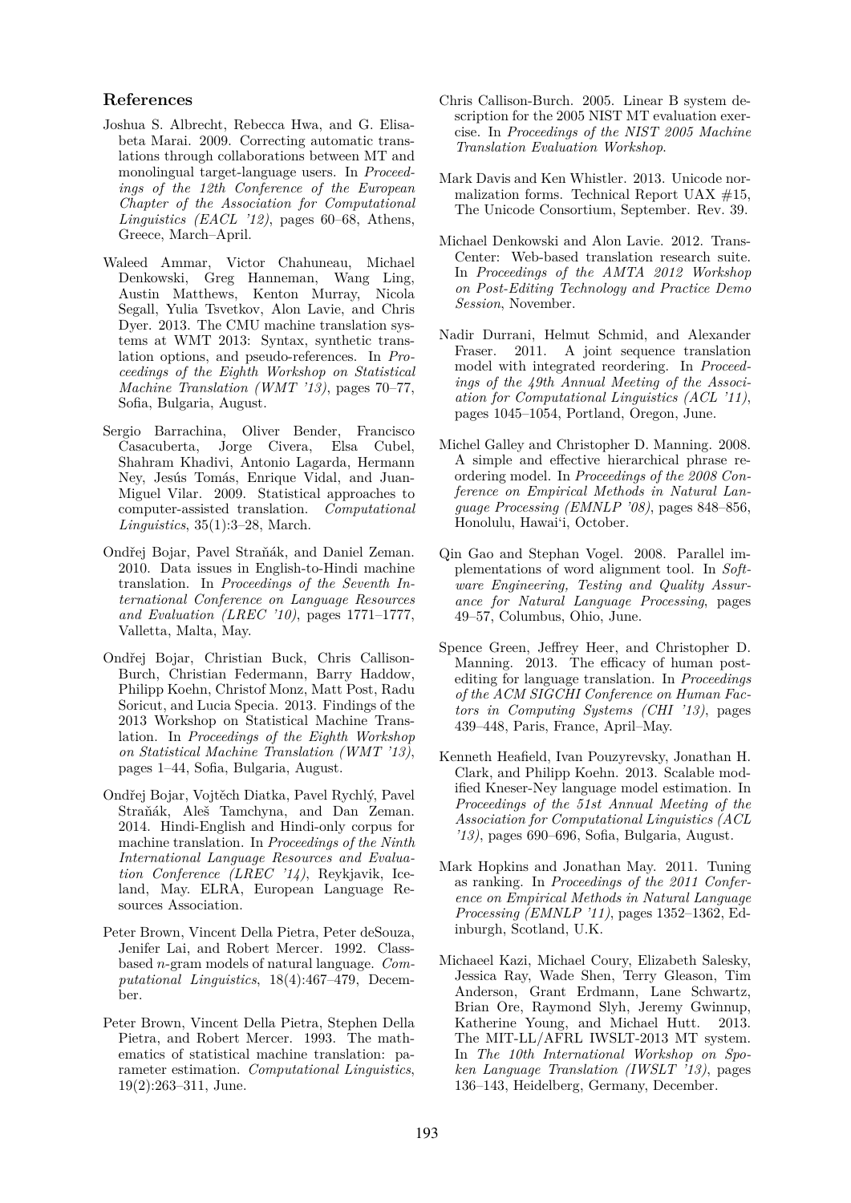## References

Joshua S. Albrecht, Rebecca Hwa, and G. Elisabeta Marai. 2009. Correcting automatic translations through collaborations between MT and monolingual target-language users. In *Proceedings of the 12th Conference of the European Chapter of the Association for Computational Linguistics (EACL '12)*, pages 60–68, Athens, Greece, March–April.

Waleed Ammar, Victor Chahuneau, Michael Denkowski, Greg Hanneman, Wang Ling, Austin Matthews, Kenton Murray, Nicola Segall, Yulia Tsvetkov, Alon Lavie, and Chris Dyer. 2013. The CMU machine translation systems at WMT 2013: Syntax, synthetic translation options, and pseudo-references. In *Proceedings of the Eighth Workshop on Statistical Machine Translation (WMT '13)*, pages 70–77, Sofia, Bulgaria, August.

Sergio Barrachina, Oliver Bender, Francisco Casacuberta, Jorge Civera, Elsa Cubel, Shahram Khadivi, Antonio Lagarda, Hermann Ney, Jesús Tomás, Enrique Vidal, and Juan-Miguel Vilar. 2009. Statistical approaches to computer-assisted translation. *Computational Linguistics*, 35(1):3–28, March.

Ondřej Bojar, Pavel Straňák, and Daniel Zeman. 2010. Data issues in English-to-Hindi machine translation. In *Proceedings of the Seventh International Conference on Language Resources and Evaluation (LREC '10)*, pages 1771–1777, Valletta, Malta, May.

Ondřej Bojar, Christian Buck, Chris Callison-Burch, Christian Federmann, Barry Haddow, Philipp Koehn, Christof Monz, Matt Post, Radu Soricut, and Lucia Specia. 2013. Findings of the 2013 Workshop on Statistical Machine Translation. In *Proceedings of the Eighth Workshop on Statistical Machine Translation (WMT '13)*, pages 1–44, Sofia, Bulgaria, August.

Ondřej Bojar, Vojtěch Diatka, Pavel Rychlý, Pavel Straňák, Aleš Tamchyna, and Dan Zeman. 2014. Hindi-English and Hindi-only corpus for machine translation. In *Proceedings of the Ninth International Language Resources and Evaluation Conference (LREC '14)*, Reykjavik, Iceland, May. ELRA, European Language Resources Association.

Peter Brown, Vincent Della Pietra, Peter deSouza, Jenifer Lai, and Robert Mercer. 1992. Class-based $n$-gram models of natural language. *Computational Linguistics*, 18(4):467–479, December.

Peter Brown, Vincent Della Pietra, Stephen Della Pietra, and Robert Mercer. 1993. The mathematics of statistical machine translation: parameter estimation. *Computational Linguistics*, 19(2):263–311, June.

Chris Callison-Burch. 2005. Linear B system description for the 2005 NIST MT evaluation exercise. In *Proceedings of the NIST 2005 Machine Translation Evaluation Workshop*.

Mark Davis and Ken Whistler. 2013. Unicode normalization forms. Technical Report UAX #15, The Unicode Consortium, September. Rev. 39.

Michael Denkowski and Alon Lavie. 2012. TransCenter: Web-based translation research suite. In *Proceedings of the AMTA 2012 Workshop on Post-Editing Technology and Practice Demo Session*, November.

Nadir Durrani, Helmut Schmid, and Alexander Fraser. 2011. A joint sequence translation model with integrated reordering. In *Proceedings of the 49th Annual Meeting of the Association for Computational Linguistics (ACL '11)*, pages 1045–1054, Portland, Oregon, June.

Michel Galley and Christopher D. Manning. 2008. A simple and effective hierarchical phrase reordering model. In *Proceedings of the 2008 Conference on Empirical Methods in Natural Language Processing (EMNLP '08)*, pages 848–856, Honolulu, Hawaiʻi, October.

Qin Gao and Stephan Vogel. 2008. Parallel implementations of word alignment tool. In *Software Engineering, Testing and Quality Assurance for Natural Language Processing*, pages 49–57, Columbus, Ohio, June.

Spence Green, Jeffrey Heer, and Christopher D. Manning. 2013. The efficacy of human post-editing for language translation. In *Proceedings of the ACM SIGCHI Conference on Human Factors in Computing Systems (CHI '13)*, pages 439–448, Paris, France, April–May.

Kenneth Heafield, Ivan Pouzyrevsky, Jonathan H. Clark, and Philipp Koehn. 2013. Scalable modified Kneser-Ney language model estimation. In *Proceedings of the 51st Annual Meeting of the Association for Computational Linguistics (ACL '13)*, pages 690–696, Sofia, Bulgaria, August.

Mark Hopkins and Jonathan May. 2011. Tuning as ranking. In *Proceedings of the 2011 Conference on Empirical Methods in Natural Language Processing (EMNLP '11)*, pages 1352–1362, Edinburgh, Scotland, U.K.

Michaeel Kazi, Michael Coury, Elizabeth Salesky, Jessica Ray, Wade Shen, Terry Gleason, Tim Anderson, Grant Erdmann, Lane Schwartz, Brian Ore, Raymond Slyh, Jeremy Gwinnup, Katherine Young, and Michael Hutt. 2013. The MIT-LL/AFRL IWSLT-2013 MT system. In *The 10th International Workshop on Spoken Language Translation (IWSLT '13)*, pages 136–143, Heidelberg, Germany, December.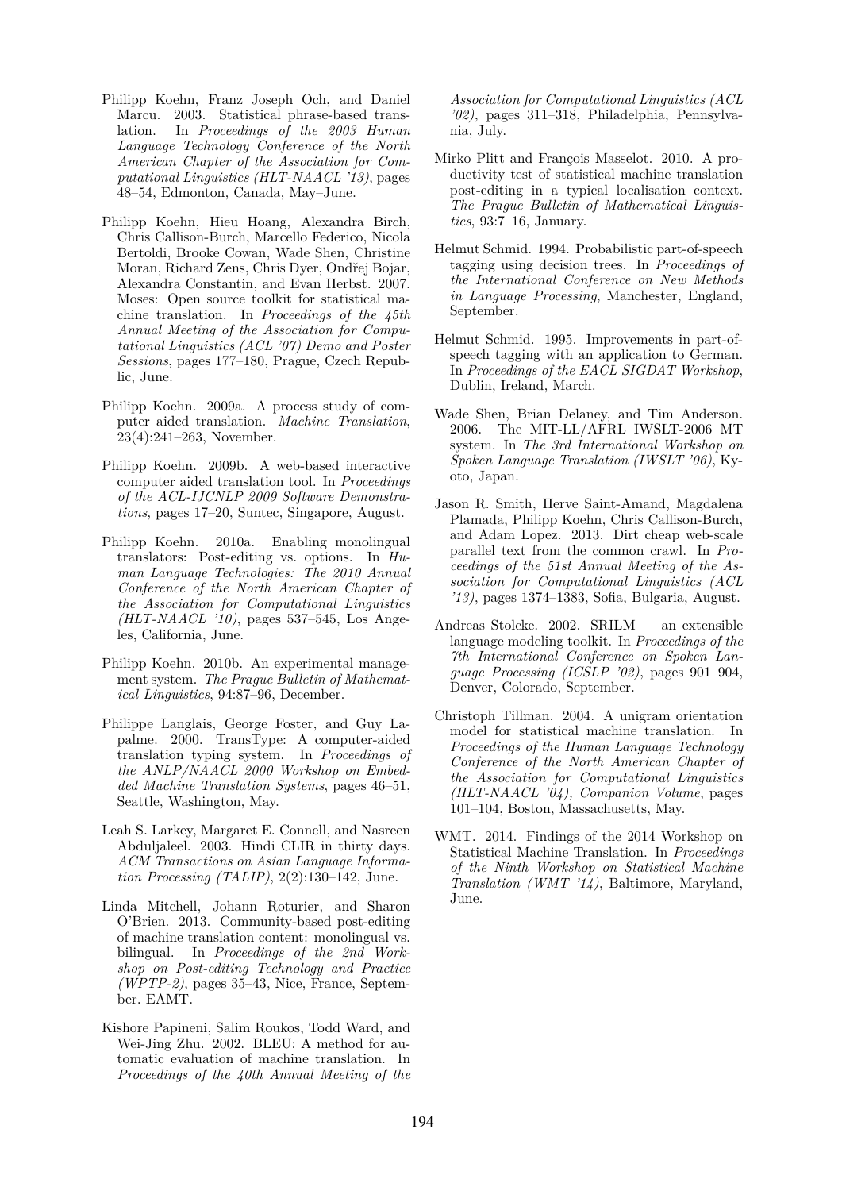Philipp Koehn, Franz Joseph Och, and Daniel Marcu. 2003. Statistical phrase-based translation. In *Proceedings of the 2003 Human Language Technology Conference of the North American Chapter of the Association for Computational Linguistics (HLT-NAACL '13)*, pages 48–54, Edmonton, Canada, May–June.

Philipp Koehn, Hieu Hoang, Alexandra Birch, Chris Callison-Burch, Marcello Federico, Nicola Bertoldi, Brooke Cowan, Wade Shen, Christine Moran, Richard Zens, Chris Dyer, Ondřej Bojar, Alexandra Constantin, and Evan Herbst. 2007. Moses: Open source toolkit for statistical machine translation. In *Proceedings of the 45th Annual Meeting of the Association for Computational Linguistics (ACL '07) Demo and Poster Sessions*, pages 177–180, Prague, Czech Republic, June.

Philipp Koehn. 2009a. A process study of computer aided translation. *Machine Translation*, 23(4):241–263, November.

Philipp Koehn. 2009b. A web-based interactive computer aided translation tool. In *Proceedings of the ACL-IJCNLP 2009 Software Demonstrations*, pages 17–20, Suntec, Singapore, August.

Philipp Koehn. 2010a. Enabling monolingual translators: Post-editing vs. options. In *Human Language Technologies: The 2010 Annual Conference of the North American Chapter of the Association for Computational Linguistics (HLT-NAACL '10)*, pages 537–545, Los Angeles, California, June.

Philipp Koehn. 2010b. An experimental management system. *The Prague Bulletin of Mathematical Linguistics*, 94:87–96, December.

Philippe Langlais, George Foster, and Guy Lapalme. 2000. TransType: A computer-aided translation typing system. In *Proceedings of the ANLP/NAACL 2000 Workshop on Embedded Machine Translation Systems*, pages 46–51, Seattle, Washington, May.

Leah S. Larkey, Margaret E. Connell, and Nasreen Abduljaleel. 2003. Hindi CLIR in thirty days. *ACM Transactions on Asian Language Information Processing (TALIP)*, 2(2):130–142, June.

Linda Mitchell, Johann Roturier, and Sharon O'Brien. 2013. Community-based post-editing of machine translation content: monolingual vs. bilingual. In *Proceedings of the 2nd Workshop on Post-editing Technology and Practice (WPTP-2)*, pages 35–43, Nice, France, September. EAMT.

Kishore Papineni, Salim Roukos, Todd Ward, and Wei-Jing Zhu. 2002. BLEU: A method for automatic evaluation of machine translation. In *Proceedings of the 40th Annual Meeting of the Association for Computational Linguistics (ACL '02)*, pages 311–318, Philadelphia, Pennsylvania, July.

Mirko Plitt and François Masselot. 2010. A productivity test of statistical machine translation post-editing in a typical localisation context. *The Prague Bulletin of Mathematical Linguistics*, 93:7–16, January.

Helmut Schmid. 1994. Probabilistic part-of-speech tagging using decision trees. In *Proceedings of the International Conference on New Methods in Language Processing*, Manchester, England, September.

Helmut Schmid. 1995. Improvements in part-of-speech tagging with an application to German. In *Proceedings of the EACL SIGDAT Workshop*, Dublin, Ireland, March.

Wade Shen, Brian Delaney, and Tim Anderson. 2006. The MIT-LL/AFRL IWSLT-2006 MT system. In *The 3rd International Workshop on Spoken Language Translation (IWSLT '06)*, Kyoto, Japan.

Jason R. Smith, Herve Saint-Amand, Magdalena Plamada, Philipp Koehn, Chris Callison-Burch, and Adam Lopez. 2013. Dirt cheap web-scale parallel text from the common crawl. In *Proceedings of the 51st Annual Meeting of the Association for Computational Linguistics (ACL '13)*, pages 1374–1383, Sofia, Bulgaria, August.

Andreas Stolcke. 2002. SRILM — an extensible language modeling toolkit. In *Proceedings of the 7th International Conference on Spoken Language Processing (ICSLP '02)*, pages 901–904, Denver, Colorado, September.

Christoph Tillman. 2004. A unigram orientation model for statistical machine translation. In *Proceedings of the Human Language Technology Conference of the North American Chapter of the Association for Computational Linguistics (HLT-NAACL '04), Companion Volume*, pages 101–104, Boston, Massachusetts, May.

WMT. 2014. Findings of the 2014 Workshop on Statistical Machine Translation. In *Proceedings of the Ninth Workshop on Statistical Machine Translation (WMT '14)*, Baltimore, Maryland, June.